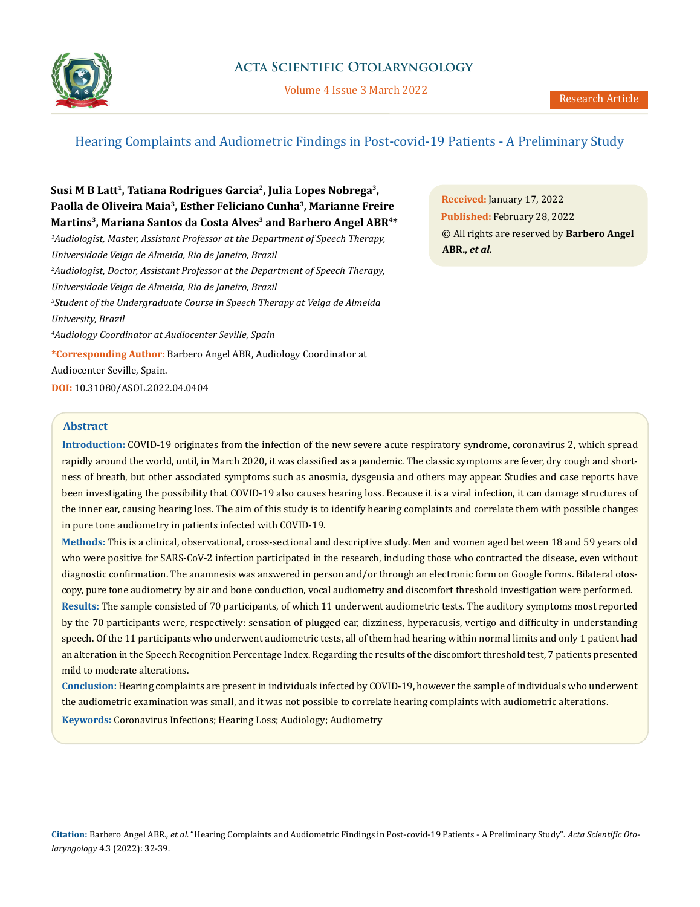# Hearing Complaints and Audiometric Findings in Post-covid-19 Patients - A Preliminary Study

**Susi M B Latt[1], Tatiana Rodrigues Garcia[2], Julia Lopes Nobrega[3], Paolla de Oliveira Maia[3], Esther Feliciano Cunha[3], Marianne Freire Martins[3], Mariana Santos da Costa Alves[3] and Barbero Angel ABR[4]***

*[1]Audiologist, Master, Assistant Professor at the Department of Speech Therapy, Universidade Veiga de Almeida, Rio de Janeiro, Brazil*

*[2]Audiologist, Doctor, Assistant Professor at the Department of Speech Therapy, Universidade Veiga de Almeida, Rio de Janeiro, Brazil*

*[3]Student of the Undergraduate Course in Speech Therapy at Veiga de Almeida University, Brazil*

*[4]Audiology Coordinator at Audiocenter Seville, Spain*

**\*Corresponding Author:** Barbero Angel ABR, Audiology Coordinator at Audiocenter Seville, Spain.

**DOI:** 10.31080/ASOL.2022.04.0404

**Received:** January 17, 2022

**Published:** February 28, 2022

© All rights are reserved by **Barbero Angel ABR.,** ***et al.***

## Abstract

**Introduction:** COVID-19 originates from the infection of the new severe acute respiratory syndrome, coronavirus 2, which spread rapidly around the world, until, in March 2020, it was classified as a pandemic. The classic symptoms are fever, dry cough and shortness of breath, but other associated symptoms such as anosmia, dysgeusia and others may appear. Studies and case reports have been investigating the possibility that COVID-19 also causes hearing loss. Because it is a viral infection, it can damage structures of the inner ear, causing hearing loss. The aim of this study is to identify hearing complaints and correlate them with possible changes in pure tone audiometry in patients infected with COVID-19.

**Methods:** This is a clinical, observational, cross-sectional and descriptive study. Men and women aged between 18 and 59 years old who were positive for SARS-CoV-2 infection participated in the research, including those who contracted the disease, even without diagnostic confirmation. The anamnesis was answered in person and/or through an electronic form on Google Forms. Bilateral otoscopy, pure tone audiometry by air and bone conduction, vocal audiometry and discomfort threshold investigation were performed.

**Results:** The sample consisted of 70 participants, of which 11 underwent audiometric tests. The auditory symptoms most reported by the 70 participants were, respectively: sensation of plugged ear, dizziness, hyperacusis, vertigo and difficulty in understanding speech. Of the 11 participants who underwent audiometric tests, all of them had hearing within normal limits and only 1 patient had an alteration in the Speech Recognition Percentage Index. Regarding the results of the discomfort threshold test, 7 patients presented mild to moderate alterations.

**Conclusion:** Hearing complaints are present in individuals infected by COVID-19, however the sample of individuals who underwent the audiometric examination was small, and it was not possible to correlate hearing complaints with audiometric alterations.

**Keywords:** Coronavirus Infections; Hearing Loss; Audiology; Audiometry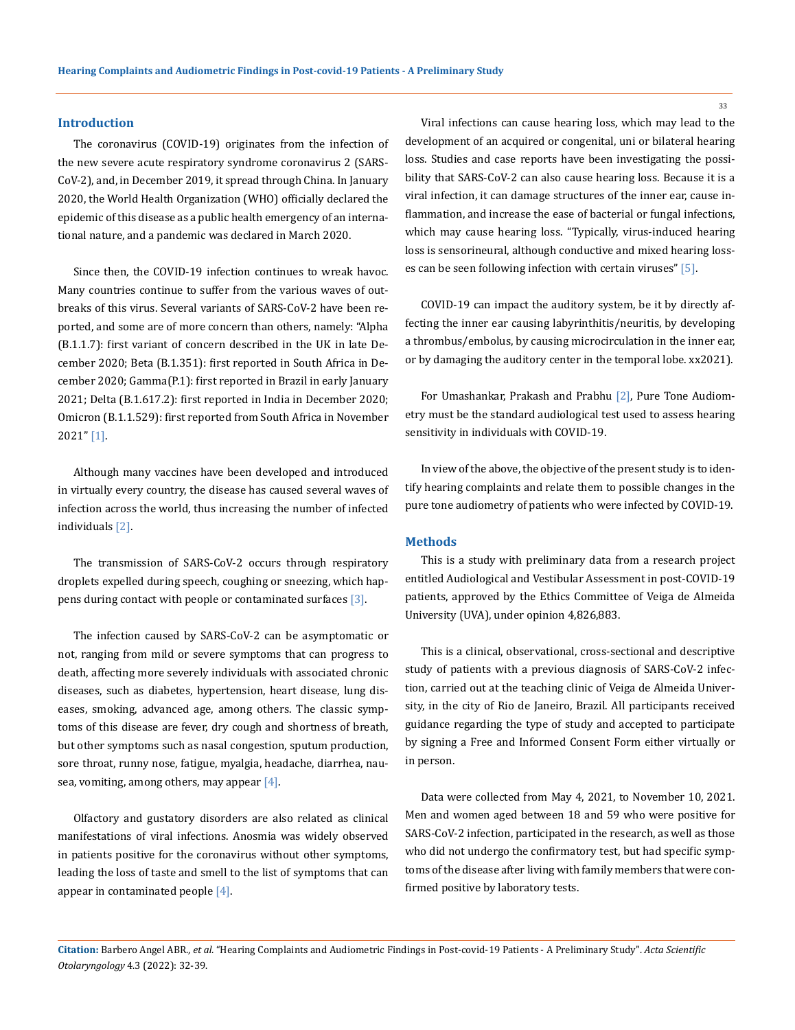## Introduction

The coronavirus (COVID-19) originates from the infection of the new severe acute respiratory syndrome coronavirus 2 (SARS-CoV-2), and, in December 2019, it spread through China. In January 2020, the World Health Organization (WHO) officially declared the epidemic of this disease as a public health emergency of an international nature, and a pandemic was declared in March 2020.

Since then, the COVID-19 infection continues to wreak havoc. Many countries continue to suffer from the various waves of outbreaks of this virus. Several variants of SARS-CoV-2 have been reported, and some are of more concern than others, namely: "Alpha (B.1.1.7): first variant of concern described in the UK in late December 2020; Beta (B.1.351): first reported in South Africa in December 2020; Gamma(P.1): first reported in Brazil in early January 2021; Delta (B.1.617.2): first reported in India in December 2020; Omicron (B.1.1.529): first reported from South Africa in November 2021" [1].

Although many vaccines have been developed and introduced in virtually every country, the disease has caused several waves of infection across the world, thus increasing the number of infected individuals [2].

The transmission of SARS-CoV-2 occurs through respiratory droplets expelled during speech, coughing or sneezing, which happens during contact with people or contaminated surfaces [3].

The infection caused by SARS-CoV-2 can be asymptomatic or not, ranging from mild or severe symptoms that can progress to death, affecting more severely individuals with associated chronic diseases, such as diabetes, hypertension, heart disease, lung diseases, smoking, advanced age, among others. The classic symptoms of this disease are fever, dry cough and shortness of breath, but other symptoms such as nasal congestion, sputum production, sore throat, runny nose, fatigue, myalgia, headache, diarrhea, nausea, vomiting, among others, may appear [4].

Olfactory and gustatory disorders are also related as clinical manifestations of viral infections. Anosmia was widely observed in patients positive for the coronavirus without other symptoms, leading the loss of taste and smell to the list of symptoms that can appear in contaminated people [4].

Viral infections can cause hearing loss, which may lead to the development of an acquired or congenital, uni or bilateral hearing loss. Studies and case reports have been investigating the possibility that SARS-CoV-2 can also cause hearing loss. Because it is a viral infection, it can damage structures of the inner ear, cause inflammation, and increase the ease of bacterial or fungal infections, which may cause hearing loss. "Typically, virus-induced hearing loss is sensorineural, although conductive and mixed hearing losses can be seen following infection with certain viruses" [5].

COVID-19 can impact the auditory system, be it by directly affecting the inner ear causing labyrinthitis/neuritis, by developing a thrombus/embolus, by causing microcirculation in the inner ear, or by damaging the auditory center in the temporal lobe. xx2021).

For Umashankar, Prakash and Prabhu [2], Pure Tone Audiometry must be the standard audiological test used to assess hearing sensitivity in individuals with COVID-19.

In view of the above, the objective of the present study is to identify hearing complaints and relate them to possible changes in the pure tone audiometry of patients who were infected by COVID-19.

## Methods

This is a study with preliminary data from a research project entitled Audiological and Vestibular Assessment in post-COVID-19 patients, approved by the Ethics Committee of Veiga de Almeida University (UVA), under opinion 4,826,883.

This is a clinical, observational, cross-sectional and descriptive study of patients with a previous diagnosis of SARS-CoV-2 infection, carried out at the teaching clinic of Veiga de Almeida University, in the city of Rio de Janeiro, Brazil. All participants received guidance regarding the type of study and accepted to participate by signing a Free and Informed Consent Form either virtually or in person.

Data were collected from May 4, 2021, to November 10, 2021. Men and women aged between 18 and 59 who were positive for SARS-CoV-2 infection, participated in the research, as well as those who did not undergo the confirmatory test, but had specific symptoms of the disease after living with family members that were confirmed positive by laboratory tests.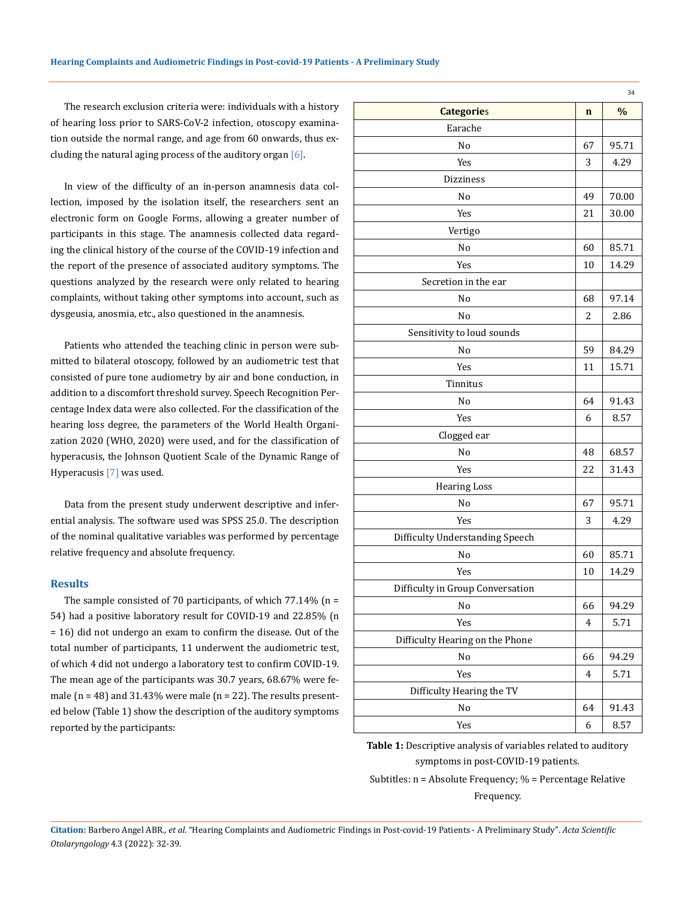The research exclusion criteria were: individuals with a history of hearing loss prior to SARS-CoV-2 infection, otoscopy examination outside the normal range, and age from 60 onwards, thus excluding the natural aging process of the auditory organ [6].

In view of the difficulty of an in-person anamnesis data collection, imposed by the isolation itself, the researchers sent an electronic form on Google Forms, allowing a greater number of participants in this stage. The anamnesis collected data regarding the clinical history of the course of the COVID-19 infection and the report of the presence of associated auditory symptoms. The questions analyzed by the research were only related to hearing complaints, without taking other symptoms into account, such as dysgeusia, anosmia, etc., also questioned in the anamnesis.

Patients who attended the teaching clinic in person were submitted to bilateral otoscopy, followed by an audiometric test that consisted of pure tone audiometry by air and bone conduction, in addition to a discomfort threshold survey. Speech Recognition Percentage Index data were also collected. For the classification of the hearing loss degree, the parameters of the World Health Organization 2020 (WHO, 2020) were used, and for the classification of hyperacusis, the Johnson Quotient Scale of the Dynamic Range of Hyperacusis [7] was used.

Data from the present study underwent descriptive and inferential analysis. The software used was SPSS 25.0. The description of the nominal qualitative variables was performed by percentage relative frequency and absolute frequency.

## Results

The sample consisted of 70 participants, of which 77.14% (n = 54) had a positive laboratory result for COVID-19 and 22.85% (n = 16) did not undergo an exam to confirm the disease. Out of the total number of participants, 11 underwent the audiometric test, of which 4 did not undergo a laboratory test to confirm COVID-19. The mean age of the participants was 30.7 years, 68.67% were female (n = 48) and 31.43% were male (n = 22). The results presented below (Table 1) show the description of the auditory symptoms reported by the participants:

| **Categories** | **n** | **%** |
|---|---|---|
| Earache | | |
| No | 67 | 95.71 |
| Yes | 3 | 4.29 |
| Dizziness | | |
| No | 49 | 70.00 |
| Yes | 21 | 30.00 |
| Vertigo | | |
| No | 60 | 85.71 |
| Yes | 10 | 14.29 |
| Secretion in the ear | | |
| No | 68 | 97.14 |
| No | 2 | 2.86 |
| Sensitivity to loud sounds | | |
| No | 59 | 84.29 |
| Yes | 11 | 15.71 |
| Tinnitus | | |
| No | 64 | 91.43 |
| Yes | 6 | 8.57 |
| Clogged ear | | |
| No | 48 | 68.57 |
| Yes | 22 | 31.43 |
| Hearing Loss | | |
| No | 67 | 95.71 |
| Yes | 3 | 4.29 |
| Difficulty Understanding Speech | | |
| No | 60 | 85.71 |
| Yes | 10 | 14.29 |
| Difficulty in Group Conversation | | |
| No | 66 | 94.29 |
| Yes | 4 | 5.71 |
| Difficulty Hearing on the Phone | | |
| No | 66 | 94.29 |
| Yes | 4 | 5.71 |
| Difficulty Hearing the TV | | |
| No | 64 | 91.43 |
| Yes | 6 | 8.57 |

**Table 1:** Descriptive analysis of variables related to auditory symptoms in post-COVID-19 patients.

Subtitles: n = Absolute Frequency; % = Percentage Relative Frequency.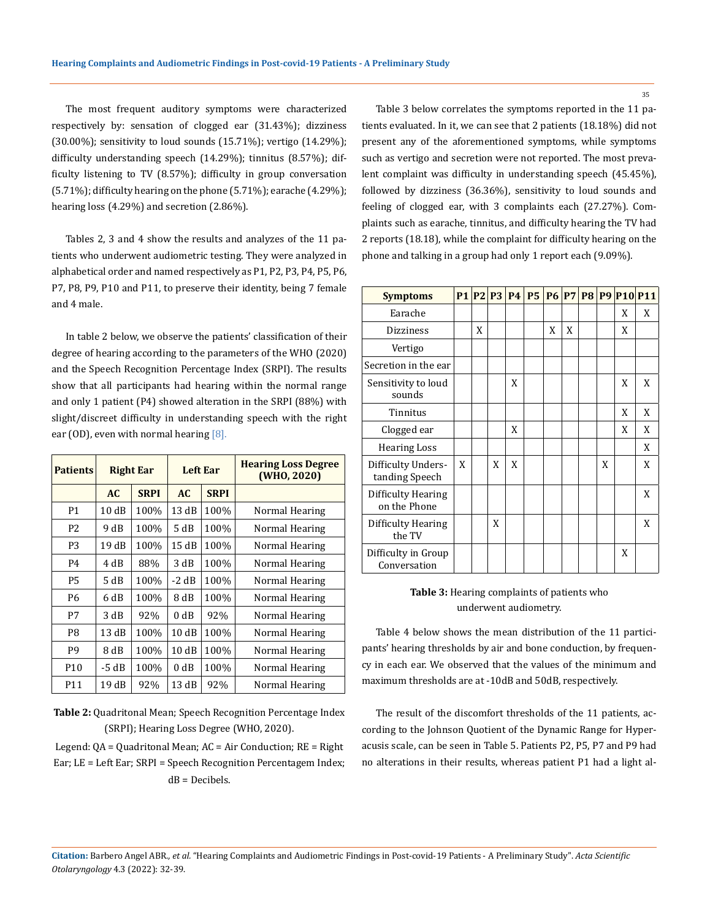The most frequent auditory symptoms were characterized respectively by: sensation of clogged ear (31.43%); dizziness (30.00%); sensitivity to loud sounds (15.71%); vertigo (14.29%); difficulty understanding speech (14.29%); tinnitus (8.57%); difficulty listening to TV (8.57%); difficulty in group conversation (5.71%); difficulty hearing on the phone (5.71%); earache (4.29%); hearing loss (4.29%) and secretion (2.86%).

Tables 2, 3 and 4 show the results and analyzes of the 11 patients who underwent audiometric testing. They were analyzed in alphabetical order and named respectively as P1, P2, P3, P4, P5, P6, P7, P8, P9, P10 and P11, to preserve their identity, being 7 female and 4 male.

In table 2 below, we observe the patients' classification of their degree of hearing according to the parameters of the WHO (2020) and the Speech Recognition Percentage Index (SRPI). The results show that all participants had hearing within the normal range and only 1 patient (P4) showed alteration in the SRPI (88%) with slight/discreet difficulty in understanding speech with the right ear (OD), even with normal hearing [8].

| Patients | Right Ear | | Left Ear | | Hearing Loss Degree (WHO, 2020) |
|---|---|---|---|---|---|
| | AC | SRPI | AC | SRPI | |
| P1 | 10 dB | 100% | 13 dB | 100% | Normal Hearing |
| P2 | 9 dB | 100% | 5 dB | 100% | Normal Hearing |
| P3 | 19 dB | 100% | 15 dB | 100% | Normal Hearing |
| P4 | 4 dB | 88% | 3 dB | 100% | Normal Hearing |
| P5 | 5 dB | 100% | -2 dB | 100% | Normal Hearing |
| P6 | 6 dB | 100% | 8 dB | 100% | Normal Hearing |
| P7 | 3 dB | 92% | 0 dB | 92% | Normal Hearing |
| P8 | 13 dB | 100% | 10 dB | 100% | Normal Hearing |
| P9 | 8 dB | 100% | 10 dB | 100% | Normal Hearing |
| P10 | -5 dB | 100% | 0 dB | 100% | Normal Hearing |
| P11 | 19 dB | 92% | 13 dB | 92% | Normal Hearing |

**Table 2:** Quadritonal Mean; Speech Recognition Percentage Index (SRPI); Hearing Loss Degree (WHO, 2020).

Legend: QA = Quadritonal Mean; AC = Air Conduction; RE = Right Ear; LE = Left Ear; SRPI = Speech Recognition Percentagem Index; dB = Decibels.

Table 3 below correlates the symptoms reported in the 11 patients evaluated. In it, we can see that 2 patients (18.18%) did not present any of the aforementioned symptoms, while symptoms such as vertigo and secretion were not reported. The most prevalent complaint was difficulty in understanding speech (45.45%), followed by dizziness (36.36%), sensitivity to loud sounds and feeling of clogged ear, with 3 complaints each (27.27%). Complaints such as earache, tinnitus, and difficulty hearing the TV had 2 reports (18.18), while the complaint for difficulty hearing on the phone and talking in a group had only 1 report each (9.09%).

| Symptoms | P1 | P2 | P3 | P4 | P5 | P6 | P7 | P8 | P9 | P10 | P11 |
|---|---|---|---|---|---|---|---|---|---|---|---|
| Earache | | | | | | | | | | X | X |
| Dizziness | | X | | | | X | X | | | X | |
| Vertigo | | | | | | | | | | | |
| Secretion in the ear | | | | | | | | | | | |
| Sensitivity to loud sounds | | | | X | | | | | | X | X |
| Tinnitus | | | | | | | | | | X | X |
| Clogged ear | | | | X | | | | | | X | X |
| Hearing Loss | | | | | | | | | | | X |
| Difficulty Understanding Speech | X | | X | X | | | | | X | | X |
| Difficulty Hearing on the Phone | | | | | | | | | | | X |
| Difficulty Hearing the TV | | | X | | | | | | | | X |
| Difficulty in Group Conversation | | | | | | | | | | X | |

**Table 3:** Hearing complaints of patients who underwent audiometry.

Table 4 below shows the mean distribution of the 11 participants' hearing thresholds by air and bone conduction, by frequency in each ear. We observed that the values of the minimum and maximum thresholds are at -10dB and 50dB, respectively.

The result of the discomfort thresholds of the 11 patients, according to the Johnson Quotient of the Dynamic Range for Hyperacusis scale, can be seen in Table 5. Patients P2, P5, P7 and P9 had no alterations in their results, whereas patient P1 had a light al-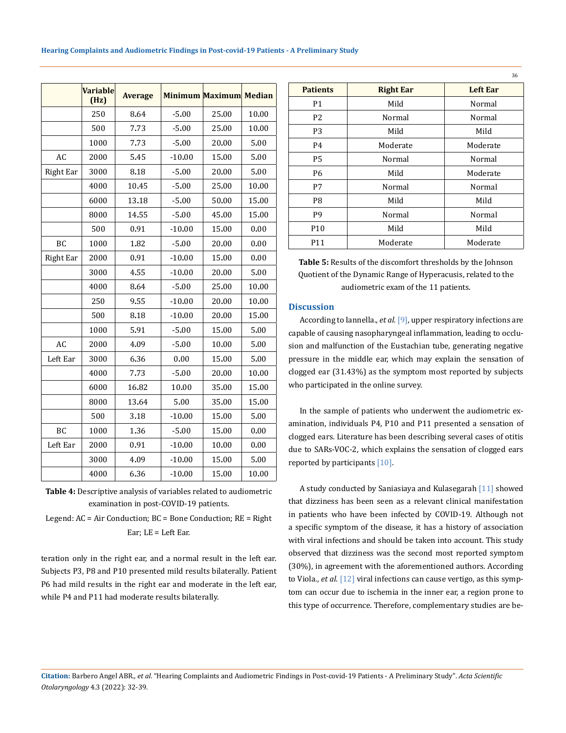| | Variable (Hz) | Average | Minimum | Maximum | Median |
|---|---|---|---|---|---|
| | 250 | 8.64 | -5.00 | 25.00 | 10.00 |
| | 500 | 7.73 | -5.00 | 25.00 | 10.00 |
| | 1000 | 7.73 | -5.00 | 20.00 | 5.00 |
| AC | 2000 | 5.45 | -10.00 | 15.00 | 5.00 |
| Right Ear | 3000 | 8.18 | -5.00 | 20.00 | 5.00 |
| | 4000 | 10.45 | -5.00 | 25.00 | 10.00 |
| | 6000 | 13.18 | -5.00 | 50.00 | 15.00 |
| | 8000 | 14.55 | -5.00 | 45.00 | 15.00 |
| | 500 | 0.91 | -10.00 | 15.00 | 0.00 |
| BC | 1000 | 1.82 | -5.00 | 20.00 | 0.00 |
| Right Ear | 2000 | 0.91 | -10.00 | 15.00 | 0.00 |
| | 3000 | 4.55 | -10.00 | 20.00 | 5.00 |
| | 4000 | 8.64 | -5.00 | 25.00 | 10.00 |
| | 250 | 9.55 | -10.00 | 20.00 | 10.00 |
| | 500 | 8.18 | -10.00 | 20.00 | 15.00 |
| | 1000 | 5.91 | -5.00 | 15.00 | 5.00 |
| AC | 2000 | 4.09 | -5.00 | 10.00 | 5.00 |
| Left Ear | 3000 | 6.36 | 0.00 | 15.00 | 5.00 |
| | 4000 | 7.73 | -5.00 | 20.00 | 10.00 |
| | 6000 | 16.82 | 10.00 | 35.00 | 15.00 |
| | 8000 | 13.64 | 5.00 | 35.00 | 15.00 |
| | 500 | 3.18 | -10.00 | 15.00 | 5.00 |
| BC | 1000 | 1.36 | -5.00 | 15.00 | 0.00 |
| Left Ear | 2000 | 0.91 | -10.00 | 10.00 | 0.00 |
| | 3000 | 4.09 | -10.00 | 15.00 | 5.00 |
| | 4000 | 6.36 | -10.00 | 15.00 | 10.00 |

**Table 4:** Descriptive analysis of variables related to audiometric examination in post-COVID-19 patients.

Legend: AC = Air Conduction; BC = Bone Conduction; RE = Right Ear; LE = Left Ear.

teration only in the right ear, and a normal result in the left ear. Subjects P3, P8 and P10 presented mild results bilaterally. Patient P6 had mild results in the right ear and moderate in the left ear, while P4 and P11 had moderate results bilaterally.

| Patients | Right Ear | Left Ear |
|---|---|---|
| P1 | Mild | Normal |
| P2 | Normal | Normal |
| P3 | Mild | Mild |
| P4 | Moderate | Moderate |
| P5 | Normal | Normal |
| P6 | Mild | Moderate |
| P7 | Normal | Normal |
| P8 | Mild | Mild |
| P9 | Normal | Normal |
| P10 | Mild | Mild |
| P11 | Moderate | Moderate |

**Table 5:** Results of the discomfort thresholds by the Johnson Quotient of the Dynamic Range of Hyperacusis, related to the audiometric exam of the 11 patients.

## Discussion

According to Iannella., *et al.* [9], upper respiratory infections are capable of causing nasopharyngeal inflammation, leading to occlusion and malfunction of the Eustachian tube, generating negative pressure in the middle ear, which may explain the sensation of clogged ear (31.43%) as the symptom most reported by subjects who participated in the online survey.

In the sample of patients who underwent the audiometric examination, individuals P4, P10 and P11 presented a sensation of clogged ears. Literature has been describing several cases of otitis due to SARs-VOC-2, which explains the sensation of clogged ears reported by participants [10].

A study conducted by Saniasiaya and Kulasegarah [11] showed that dizziness has been seen as a relevant clinical manifestation in patients who have been infected by COVID-19. Although not a specific symptom of the disease, it has a history of association with viral infections and should be taken into account. This study observed that dizziness was the second most reported symptom (30%), in agreement with the aforementioned authors. According to Viola., *et al.* [12] viral infections can cause vertigo, as this symptom can occur due to ischemia in the inner ear, a region prone to this type of occurrence. Therefore, complementary studies are be-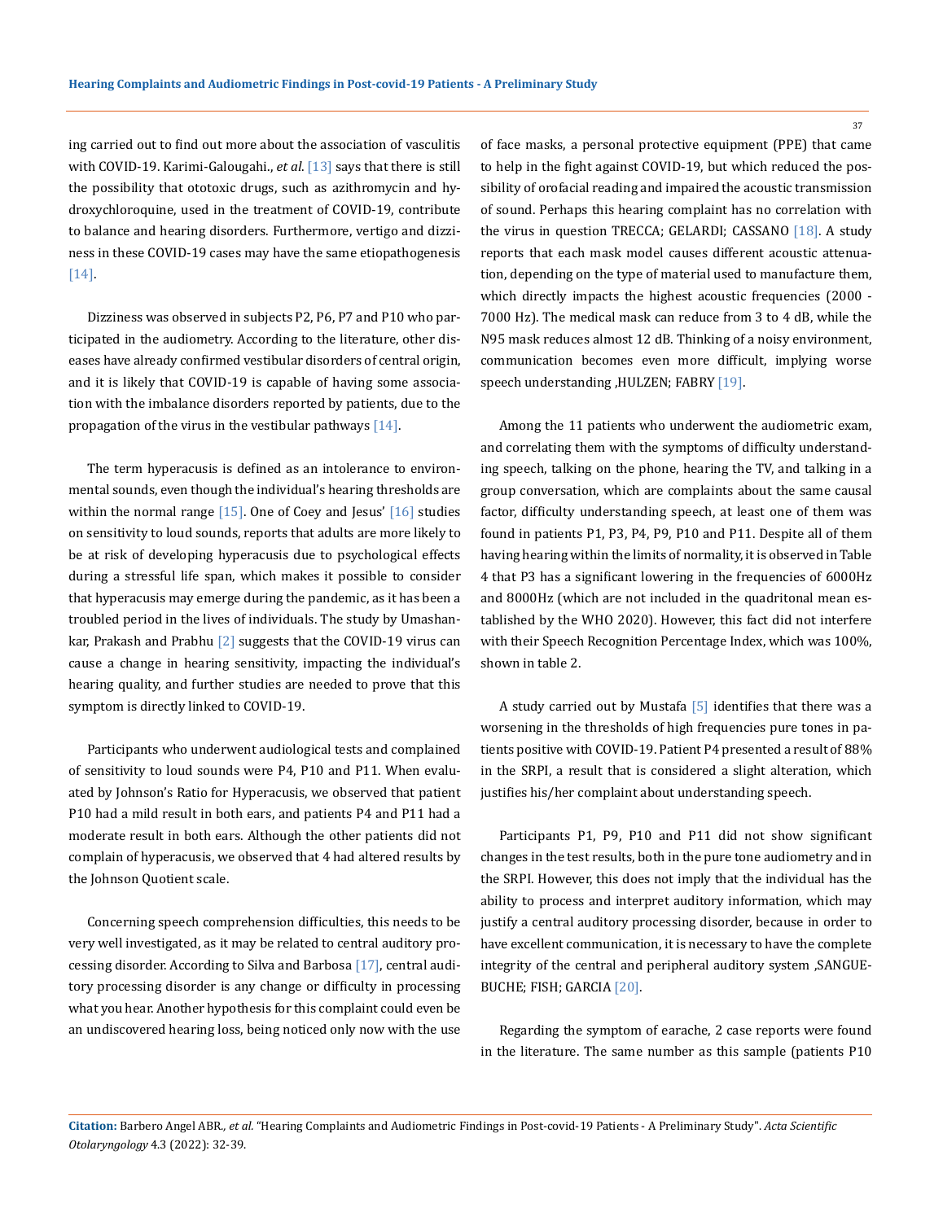ing carried out to find out more about the association of vasculitis with COVID-19. Karimi-Galougahi., *et al*. [13] says that there is still the possibility that ototoxic drugs, such as azithromycin and hydroxychloroquine, used in the treatment of COVID-19, contribute to balance and hearing disorders. Furthermore, vertigo and dizziness in these COVID-19 cases may have the same etiopathogenesis [14].

Dizziness was observed in subjects P2, P6, P7 and P10 who participated in the audiometry. According to the literature, other diseases have already confirmed vestibular disorders of central origin, and it is likely that COVID-19 is capable of having some association with the imbalance disorders reported by patients, due to the propagation of the virus in the vestibular pathways [14].

The term hyperacusis is defined as an intolerance to environmental sounds, even though the individual's hearing thresholds are within the normal range [15]. One of Coey and Jesus' [16] studies on sensitivity to loud sounds, reports that adults are more likely to be at risk of developing hyperacusis due to psychological effects during a stressful life span, which makes it possible to consider that hyperacusis may emerge during the pandemic, as it has been a troubled period in the lives of individuals. The study by Umashankar, Prakash and Prabhu [2] suggests that the COVID-19 virus can cause a change in hearing sensitivity, impacting the individual's hearing quality, and further studies are needed to prove that this symptom is directly linked to COVID-19.

Participants who underwent audiological tests and complained of sensitivity to loud sounds were P4, P10 and P11. When evaluated by Johnson's Ratio for Hyperacusis, we observed that patient P10 had a mild result in both ears, and patients P4 and P11 had a moderate result in both ears. Although the other patients did not complain of hyperacusis, we observed that 4 had altered results by the Johnson Quotient scale.

Concerning speech comprehension difficulties, this needs to be very well investigated, as it may be related to central auditory processing disorder. According to Silva and Barbosa [17], central auditory processing disorder is any change or difficulty in processing what you hear. Another hypothesis for this complaint could even be an undiscovered hearing loss, being noticed only now with the use of face masks, a personal protective equipment (PPE) that came to help in the fight against COVID-19, but which reduced the possibility of orofacial reading and impaired the acoustic transmission of sound. Perhaps this hearing complaint has no correlation with the virus in question TRECCA; GELARDI; CASSANO [18]. A study reports that each mask model causes different acoustic attenuation, depending on the type of material used to manufacture them, which directly impacts the highest acoustic frequencies (2000 - 7000 Hz). The medical mask can reduce from 3 to 4 dB, while the N95 mask reduces almost 12 dB. Thinking of a noisy environment, communication becomes even more difficult, implying worse speech understanding ,HULZEN; FABRY [19].

Among the 11 patients who underwent the audiometric exam, and correlating them with the symptoms of difficulty understanding speech, talking on the phone, hearing the TV, and talking in a group conversation, which are complaints about the same causal factor, difficulty understanding speech, at least one of them was found in patients P1, P3, P4, P9, P10 and P11. Despite all of them having hearing within the limits of normality, it is observed in Table 4 that P3 has a significant lowering in the frequencies of 6000Hz and 8000Hz (which are not included in the quadritonal mean established by the WHO 2020). However, this fact did not interfere with their Speech Recognition Percentage Index, which was 100%, shown in table 2.

A study carried out by Mustafa [5] identifies that there was a worsening in the thresholds of high frequencies pure tones in patients positive with COVID-19. Patient P4 presented a result of 88% in the SRPI, a result that is considered a slight alteration, which justifies his/her complaint about understanding speech.

Participants P1, P9, P10 and P11 did not show significant changes in the test results, both in the pure tone audiometry and in the SRPI. However, this does not imply that the individual has the ability to process and interpret auditory information, which may justify a central auditory processing disorder, because in order to have excellent communication, it is necessary to have the complete integrity of the central and peripheral auditory system ,SANGUEBUCHE; FISH; GARCIA [20].

Regarding the symptom of earache, 2 case reports were found in the literature. The same number as this sample (patients P10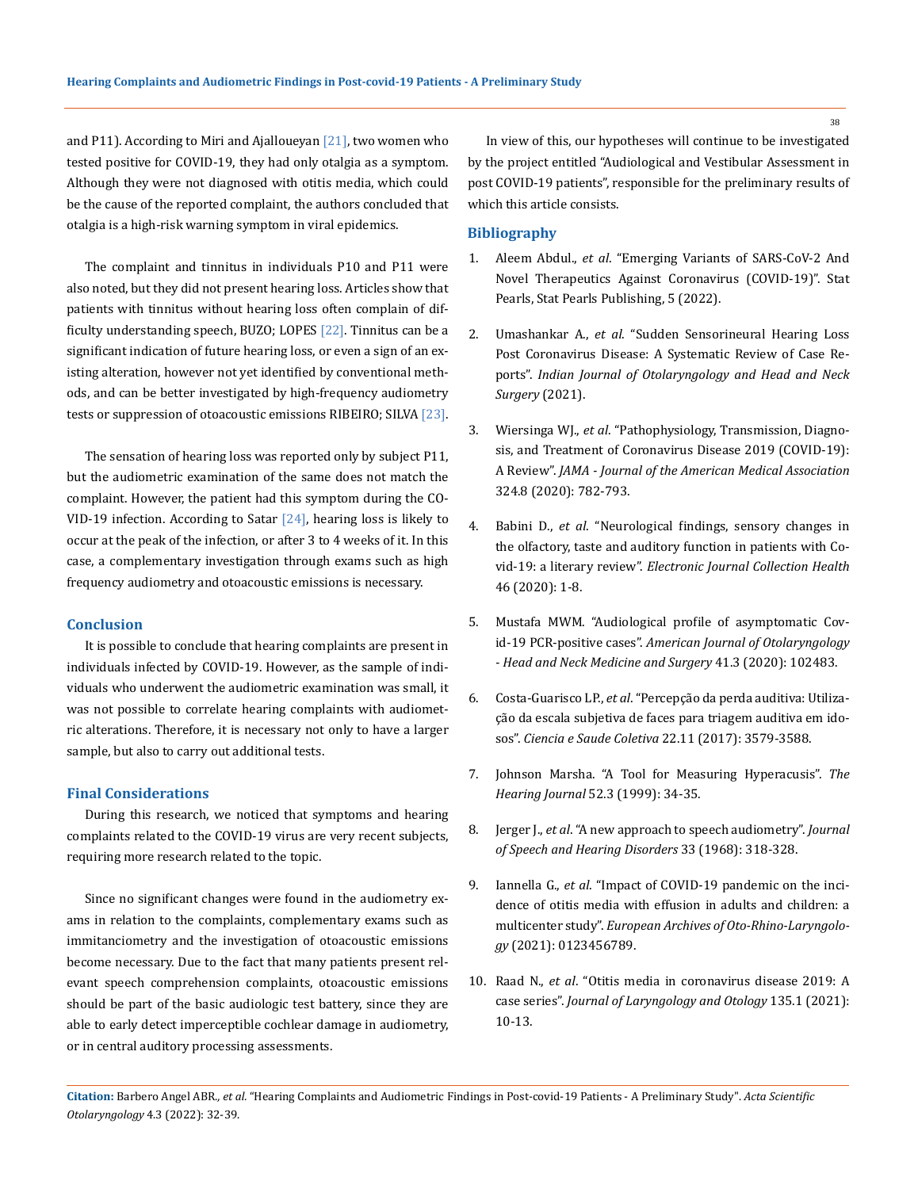and P11). According to Miri and Ajalloueyan [21], two women who tested positive for COVID-19, they had only otalgia as a symptom. Although they were not diagnosed with otitis media, which could be the cause of the reported complaint, the authors concluded that otalgia is a high-risk warning symptom in viral epidemics.

The complaint and tinnitus in individuals P10 and P11 were also noted, but they did not present hearing loss. Articles show that patients with tinnitus without hearing loss often complain of difficulty understanding speech, BUZO; LOPES [22]. Tinnitus can be a significant indication of future hearing loss, or even a sign of an existing alteration, however not yet identified by conventional methods, and can be better investigated by high-frequency audiometry tests or suppression of otoacoustic emissions RIBEIRO; SILVA [23].

The sensation of hearing loss was reported only by subject P11, but the audiometric examination of the same does not match the complaint. However, the patient had this symptom during the COVID-19 infection. According to Satar [24], hearing loss is likely to occur at the peak of the infection, or after 3 to 4 weeks of it. In this case, a complementary investigation through exams such as high frequency audiometry and otoacoustic emissions is necessary.

## Conclusion

It is possible to conclude that hearing complaints are present in individuals infected by COVID-19. However, as the sample of individuals who underwent the audiometric examination was small, it was not possible to correlate hearing complaints with audiometric alterations. Therefore, it is necessary not only to have a larger sample, but also to carry out additional tests.

## Final Considerations

During this research, we noticed that symptoms and hearing complaints related to the COVID-19 virus are very recent subjects, requiring more research related to the topic.

Since no significant changes were found in the audiometry exams in relation to the complaints, complementary exams such as immitanciometry and the investigation of otoacoustic emissions become necessary. Due to the fact that many patients present relevant speech comprehension complaints, otoacoustic emissions should be part of the basic audiologic test battery, since they are able to early detect imperceptible cochlear damage in audiometry, or in central auditory processing assessments.

In view of this, our hypotheses will continue to be investigated by the project entitled "Audiological and Vestibular Assessment in post COVID-19 patients", responsible for the preliminary results of which this article consists.

## Bibliography

1. Aleem Abdul., *et al*. "Emerging Variants of SARS-CoV-2 And Novel Therapeutics Against Coronavirus (COVID-19)". Stat Pearls, Stat Pearls Publishing, 5 (2022).
2. Umashankar A., *et al*. "Sudden Sensorineural Hearing Loss Post Coronavirus Disease: A Systematic Review of Case Reports". *Indian Journal of Otolaryngology and Head and Neck Surgery* (2021).
3. Wiersinga WJ., *et al*. "Pathophysiology, Transmission, Diagnosis, and Treatment of Coronavirus Disease 2019 (COVID-19): A Review". *JAMA - Journal of the American Medical Association* 324.8 (2020): 782-793.
4. Babini D., *et al*. "Neurological findings, sensory changes in the olfactory, taste and auditory function in patients with Covid-19: a literary review". *Electronic Journal Collection Health* 46 (2020): 1-8.
5. Mustafa MWM. "Audiological profile of asymptomatic Covid-19 PCR-positive cases". *American Journal of Otolaryngology - Head and Neck Medicine and Surgery* 41.3 (2020): 102483.
6. Costa-Guarisco LP., *et al*. "Percepção da perda auditiva: Utilização da escala subjetiva de faces para triagem auditiva em idosos". *Ciencia e Saude Coletiva* 22.11 (2017): 3579-3588.
7. Johnson Marsha. "A Tool for Measuring Hyperacusis". *The Hearing Journal* 52.3 (1999): 34-35.
8. Jerger J., *et al*. "A new approach to speech audiometry". *Journal of Speech and Hearing Disorders* 33 (1968): 318-328.
9. Iannella G., *et al*. "Impact of COVID-19 pandemic on the incidence of otitis media with effusion in adults and children: a multicenter study". *European Archives of Oto-Rhino-Laryngology* (2021): 0123456789.
10. Raad N., *et al*. "Otitis media in coronavirus disease 2019: A case series". *Journal of Laryngology and Otology* 135.1 (2021): 10-13.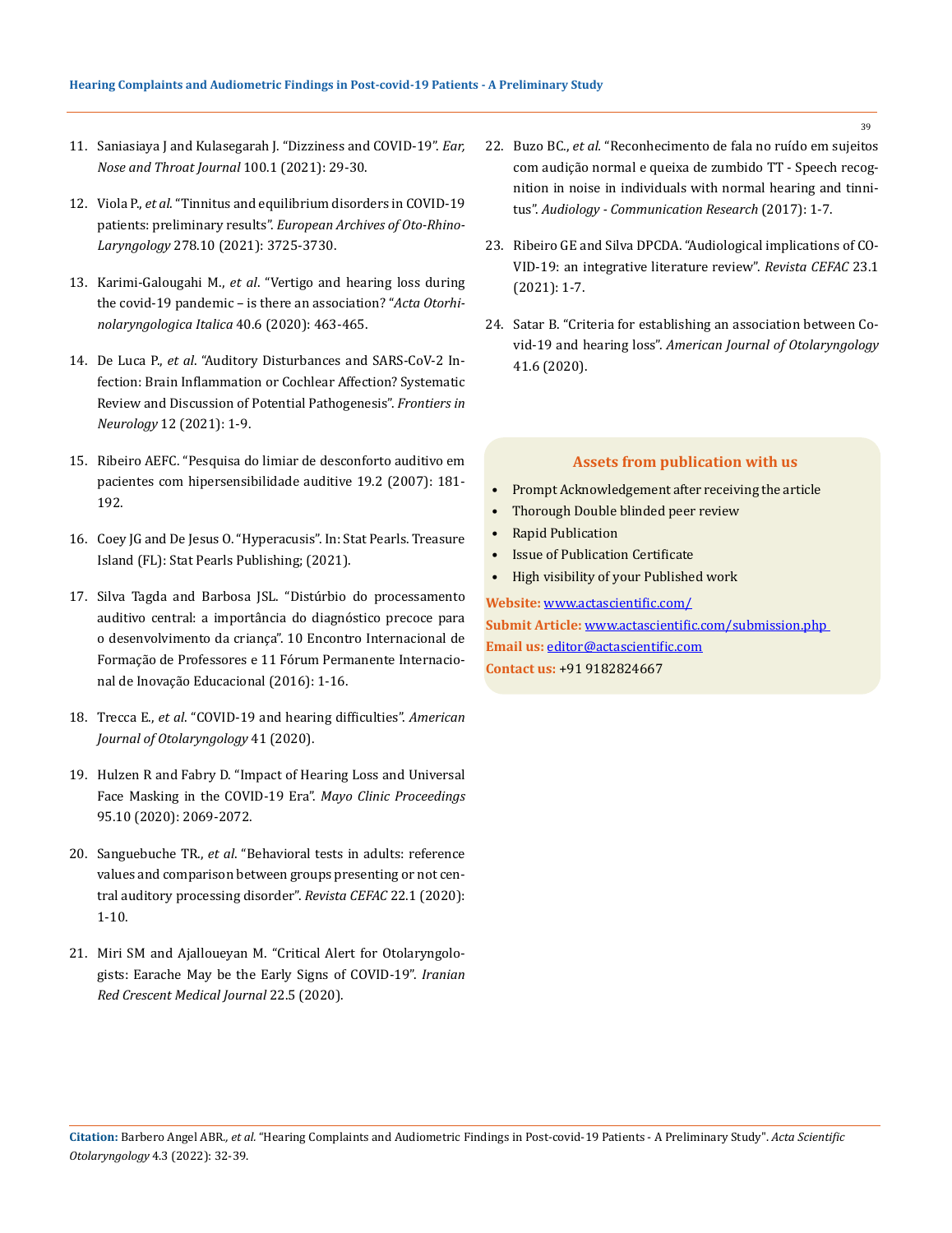11. Saniasiaya J and Kulasegarah J. "Dizziness and COVID-19". *Ear, Nose and Throat Journal* 100.1 (2021): 29-30.

12. Viola P., *et al*. "Tinnitus and equilibrium disorders in COVID-19 patients: preliminary results". *European Archives of Oto-Rhino-Laryngology* 278.10 (2021): 3725-3730.

13. Karimi-Galougahi M., *et al*. "Vertigo and hearing loss during the covid-19 pandemic – is there an association? "*Acta Otorhinolaryngologica Italica* 40.6 (2020): 463-465.

14. De Luca P., *et al*. "Auditory Disturbances and SARS-CoV-2 Infection: Brain Inflammation or Cochlear Affection? Systematic Review and Discussion of Potential Pathogenesis". *Frontiers in Neurology* 12 (2021): 1-9.

15. Ribeiro AEFC. "Pesquisa do limiar de desconforto auditivo em pacientes com hipersensibilidade auditive 19.2 (2007): 181-192.

16. Coey JG and De Jesus O. "Hyperacusis". In: Stat Pearls. Treasure Island (FL): Stat Pearls Publishing; (2021).

17. Silva Tagda and Barbosa JSL. "Distúrbio do processamento auditivo central: a importância do diagnóstico precoce para o desenvolvimento da criança". 10 Encontro Internacional de Formação de Professores e 11 Fórum Permanente Internacional de Inovação Educacional (2016): 1-16.

18. Trecca E., *et al*. "COVID-19 and hearing difficulties". *American Journal of Otolaryngology* 41 (2020).

19. Hulzen R and Fabry D. "Impact of Hearing Loss and Universal Face Masking in the COVID-19 Era". *Mayo Clinic Proceedings* 95.10 (2020): 2069-2072.

20. Sanguebuche TR., *et al*. "Behavioral tests in adults: reference values and comparison between groups presenting or not central auditory processing disorder". *Revista CEFAC* 22.1 (2020): 1-10.

21. Miri SM and Ajalloueyan M. "Critical Alert for Otolaryngologists: Earache May be the Early Signs of COVID-19". *Iranian Red Crescent Medical Journal* 22.5 (2020).

22. Buzo BC., *et al.* "Reconhecimento de fala no ruído em sujeitos com audição normal e queixa de zumbido TT - Speech recognition in noise in individuals with normal hearing and tinnitus". *Audiology - Communication Research* (2017): 1-7.

23. Ribeiro GE and Silva DPCDA. "Audiological implications of COVID-19: an integrative literature review". *Revista CEFAC* 23.1 (2021): 1-7.

24. Satar B. "Criteria for establishing an association between Covid-19 and hearing loss". *American Journal of Otolaryngology* 41.6 (2020).

**Assets from publication with us**

- Prompt Acknowledgement after receiving the article
- Thorough Double blinded peer review
- Rapid Publication
- Issue of Publication Certificate
- High visibility of your Published work

**Website:** www.actascientific.com/
**Submit Article:** www.actascientific.com/submission.php
**Email us:** editor@actascientific.com
**Contact us:** +91 9182824667